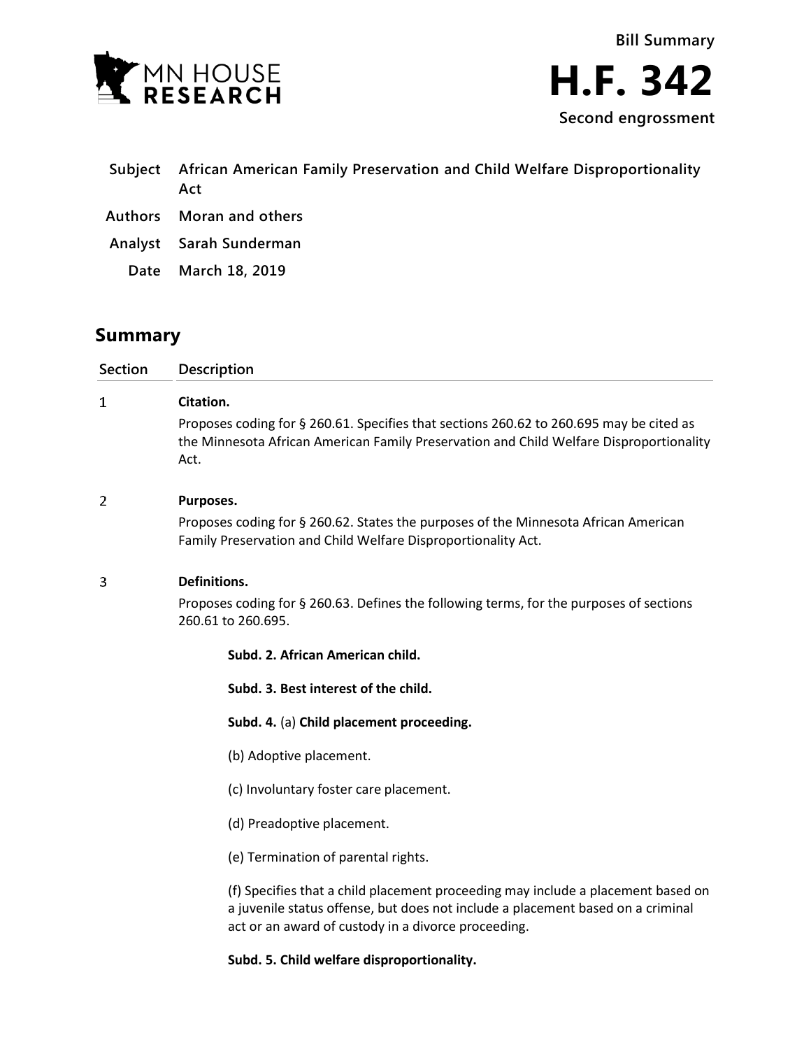Bill Summary

# H.F. 342

**Second engrossment**

| | |
|---|---|
| **Subject** | **African American Family Preservation and Child Welfare Disproportionality Act** |
| **Authors** | **Moran and others** |
| **Analyst** | **Sarah Sunderman** |
| **Date** | **March 18, 2019** |

## Summary

| Section | Description |
|---|---|
| 1 | **Citation.**<br><br>Proposes coding for § 260.61. Specifies that sections 260.62 to 260.695 may be cited as the Minnesota African American Family Preservation and Child Welfare Disproportionality Act. |
| 2 | **Purposes.**<br><br>Proposes coding for § 260.62. States the purposes of the Minnesota African American Family Preservation and Child Welfare Disproportionality Act. |
| 3 | **Definitions.**<br><br>Proposes coding for § 260.63. Defines the following terms, for the purposes of sections 260.61 to 260.695.<br><br>**Subd. 2. African American child.**<br><br>**Subd. 3. Best interest of the child.**<br><br>**Subd. 4.** (a) **Child placement proceeding.**<br><br>(b) Adoptive placement.<br><br>(c) Involuntary foster care placement.<br><br>(d) Preadoptive placement.<br><br>(e) Termination of parental rights.<br><br>(f) Specifies that a child placement proceeding may include a placement based on a juvenile status offense, but does not include a placement based on a criminal act or an award of custody in a divorce proceeding.<br><br>**Subd. 5. Child welfare disproportionality.** |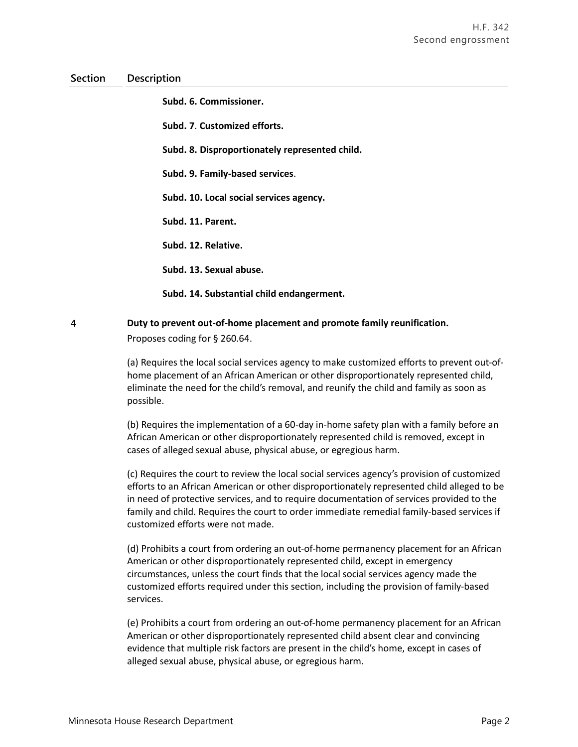| Section | Description |
|---|---|
| | **Subd. 6. Commissioner.** |
| | **Subd. 7**. **Customized efforts.** |
| | **Subd. 8. Disproportionately represented child.** |
| | **Subd. 9. Family-based services**. |
| | **Subd. 10. Local social services agency.** |
| | **Subd. 11. Parent.** |
| | **Subd. 12. Relative.** |
| | **Subd. 13. Sexual abuse.** |
| | **Subd. 14. Substantial child endangerment.** |
| 4 | **Duty to prevent out-of-home placement and promote family reunification.**<br>Proposes coding for § 260.64.<br><br>(a) Requires the local social services agency to make customized efforts to prevent out-of-home placement of an African American or other disproportionately represented child, eliminate the need for the child's removal, and reunify the child and family as soon as possible.<br><br>(b) Requires the implementation of a 60-day in-home safety plan with a family before an African American or other disproportionately represented child is removed, except in cases of alleged sexual abuse, physical abuse, or egregious harm.<br><br>(c) Requires the court to review the local social services agency's provision of customized efforts to an African American or other disproportionately represented child alleged to be in need of protective services, and to require documentation of services provided to the family and child. Requires the court to order immediate remedial family-based services if customized efforts were not made.<br><br>(d) Prohibits a court from ordering an out-of-home permanency placement for an African American or other disproportionately represented child, except in emergency circumstances, unless the court finds that the local social services agency made the customized efforts required under this section, including the provision of family-based services.<br><br>(e) Prohibits a court from ordering an out-of-home permanency placement for an African American or other disproportionately represented child absent clear and convincing evidence that multiple risk factors are present in the child's home, except in cases of alleged sexual abuse, physical abuse, or egregious harm. |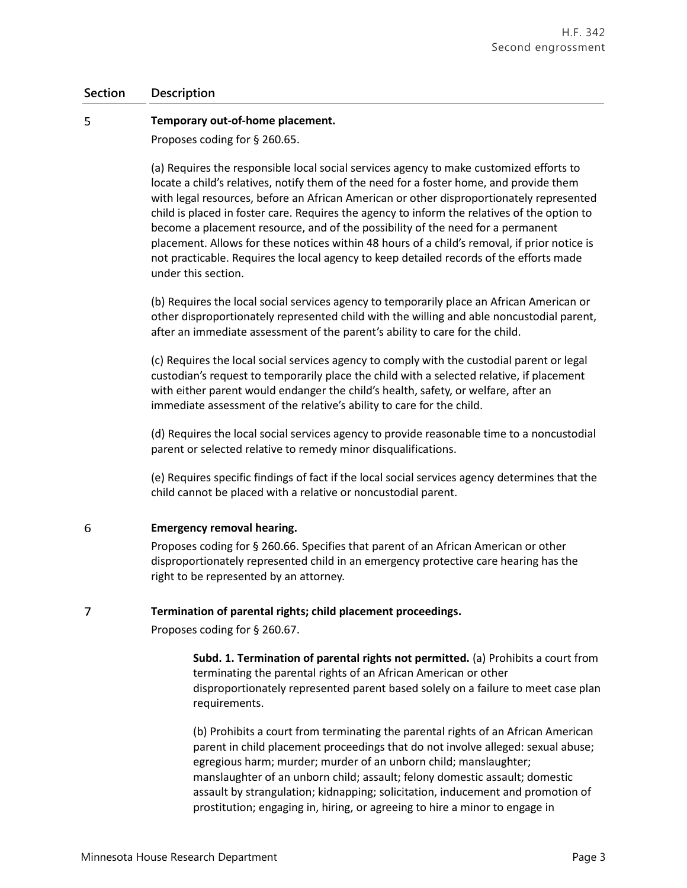| Section | Description |
|---|---|
| 5 | **Temporary out-of-home placement.**<br>Proposes coding for § 260.65.<br><br>(a) Requires the responsible local social services agency to make customized efforts to locate a child's relatives, notify them of the need for a foster home, and provide them with legal resources, before an African American or other disproportionately represented child is placed in foster care. Requires the agency to inform the relatives of the option to become a placement resource, and of the possibility of the need for a permanent placement. Allows for these notices within 48 hours of a child's removal, if prior notice is not practicable. Requires the local agency to keep detailed records of the efforts made under this section.<br><br>(b) Requires the local social services agency to temporarily place an African American or other disproportionately represented child with the willing and able noncustodial parent, after an immediate assessment of the parent's ability to care for the child.<br><br>(c) Requires the local social services agency to comply with the custodial parent or legal custodian's request to temporarily place the child with a selected relative, if placement with either parent would endanger the child's health, safety, or welfare, after an immediate assessment of the relative's ability to care for the child.<br><br>(d) Requires the local social services agency to provide reasonable time to a noncustodial parent or selected relative to remedy minor disqualifications.<br><br>(e) Requires specific findings of fact if the local social services agency determines that the child cannot be placed with a relative or noncustodial parent. |
| 6 | **Emergency removal hearing.**<br>Proposes coding for § 260.66. Specifies that parent of an African American or other disproportionately represented child in an emergency protective care hearing has the right to be represented by an attorney. |
| 7 | **Termination of parental rights; child placement proceedings.**<br>Proposes coding for § 260.67.<br><br>**Subd. 1. Termination of parental rights not permitted.** (a) Prohibits a court from terminating the parental rights of an African American or other disproportionately represented parent based solely on a failure to meet case plan requirements.<br><br>(b) Prohibits a court from terminating the parental rights of an African American parent in child placement proceedings that do not involve alleged: sexual abuse; egregious harm; murder; murder of an unborn child; manslaughter; manslaughter of an unborn child; assault; felony domestic assault; domestic assault by strangulation; kidnapping; solicitation, inducement and promotion of prostitution; engaging in, hiring, or agreeing to hire a minor to engage in |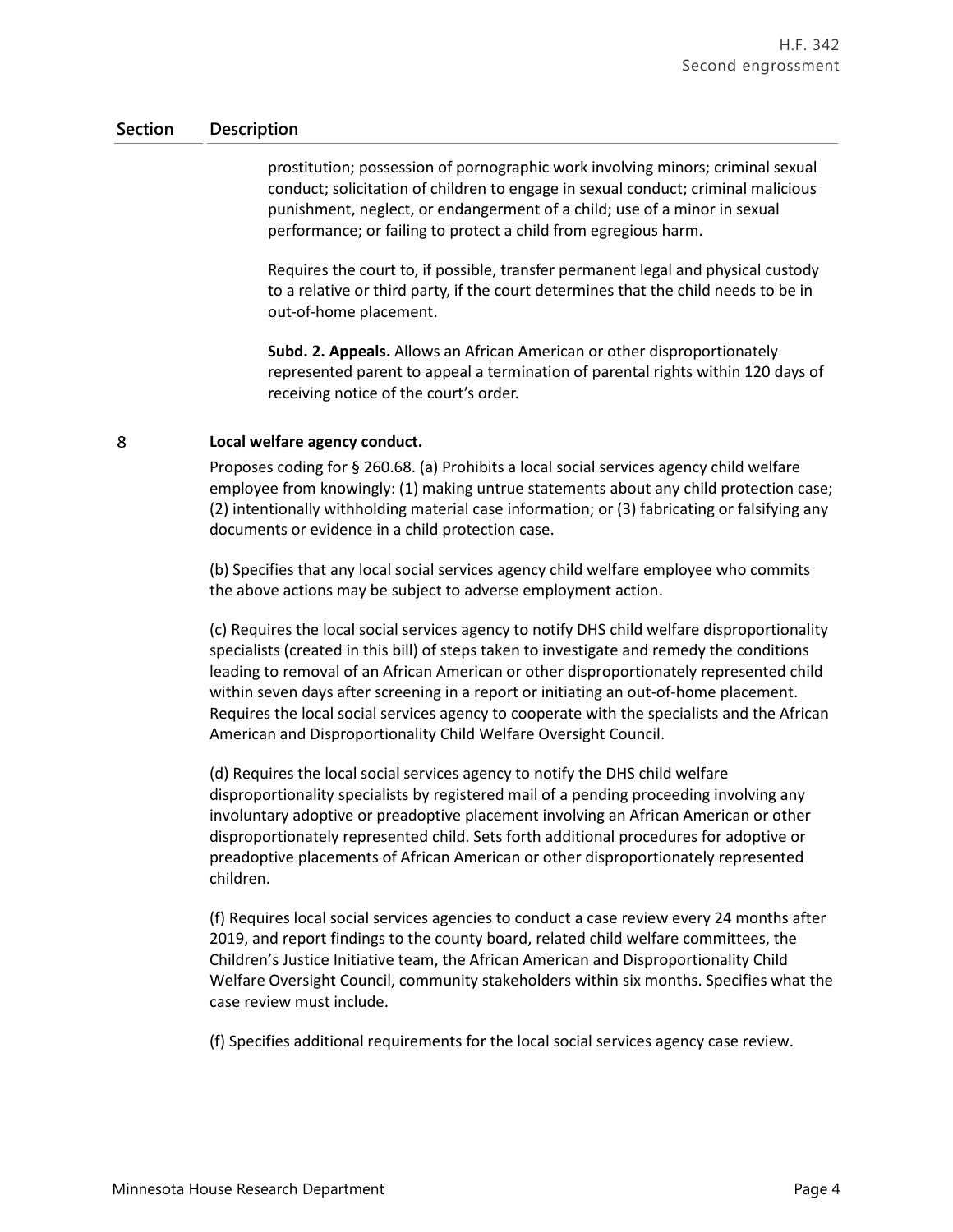| Section | Description |
|---|---|
| | prostitution; possession of pornographic work involving minors; criminal sexual conduct; solicitation of children to engage in sexual conduct; criminal malicious punishment, neglect, or endangerment of a child; use of a minor in sexual performance; or failing to protect a child from egregious harm.<br><br>Requires the court to, if possible, transfer permanent legal and physical custody to a relative or third party, if the court determines that the child needs to be in out-of-home placement.<br><br>**Subd. 2. Appeals.** Allows an African American or other disproportionately represented parent to appeal a termination of parental rights within 120 days of receiving notice of the court's order. |
| 8 | **Local welfare agency conduct.**<br><br>Proposes coding for § 260.68. (a) Prohibits a local social services agency child welfare employee from knowingly: (1) making untrue statements about any child protection case; (2) intentionally withholding material case information; or (3) fabricating or falsifying any documents or evidence in a child protection case.<br><br>(b) Specifies that any local social services agency child welfare employee who commits the above actions may be subject to adverse employment action.<br><br>(c) Requires the local social services agency to notify DHS child welfare disproportionality specialists (created in this bill) of steps taken to investigate and remedy the conditions leading to removal of an African American or other disproportionately represented child within seven days after screening in a report or initiating an out-of-home placement. Requires the local social services agency to cooperate with the specialists and the African American and Disproportionality Child Welfare Oversight Council.<br><br>(d) Requires the local social services agency to notify the DHS child welfare disproportionality specialists by registered mail of a pending proceeding involving any involuntary adoptive or preadoptive placement involving an African American or other disproportionately represented child. Sets forth additional procedures for adoptive or preadoptive placements of African American or other disproportionately represented children.<br><br>(f) Requires local social services agencies to conduct a case review every 24 months after 2019, and report findings to the county board, related child welfare committees, the Children's Justice Initiative team, the African American and Disproportionality Child Welfare Oversight Council, community stakeholders within six months. Specifies what the case review must include.<br><br>(f) Specifies additional requirements for the local social services agency case review. |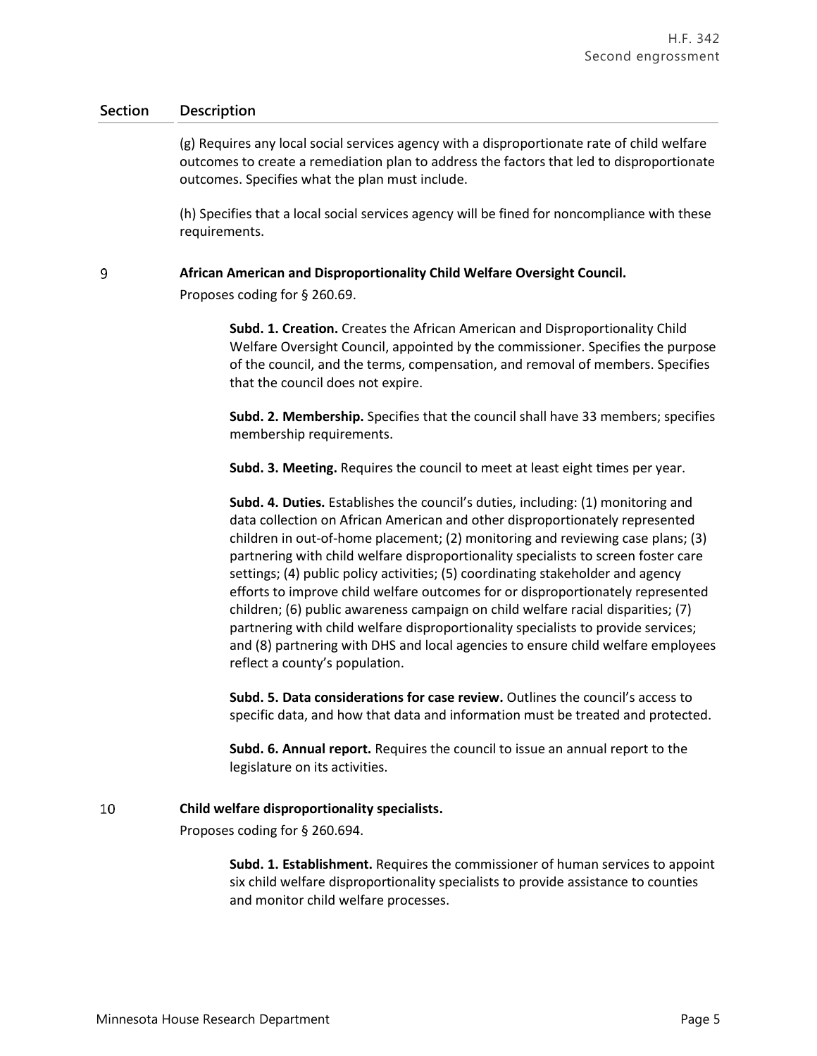| Section | Description |
|---|---|
| | (g) Requires any local social services agency with a disproportionate rate of child welfare outcomes to create a remediation plan to address the factors that led to disproportionate outcomes. Specifies what the plan must include. |
| | (h) Specifies that a local social services agency will be fined for noncompliance with these requirements. |
| 9 | **African American and Disproportionality Child Welfare Oversight Council.** |
| | Proposes coding for § 260.69. |
| | **Subd. 1. Creation.** Creates the African American and Disproportionality Child Welfare Oversight Council, appointed by the commissioner. Specifies the purpose of the council, and the terms, compensation, and removal of members. Specifies that the council does not expire. |
| | **Subd. 2. Membership.** Specifies that the council shall have 33 members; specifies membership requirements. |
| | **Subd. 3. Meeting.** Requires the council to meet at least eight times per year. |
| | **Subd. 4. Duties.** Establishes the council's duties, including: (1) monitoring and data collection on African American and other disproportionately represented children in out-of-home placement; (2) monitoring and reviewing case plans; (3) partnering with child welfare disproportionality specialists to screen foster care settings; (4) public policy activities; (5) coordinating stakeholder and agency efforts to improve child welfare outcomes for or disproportionately represented children; (6) public awareness campaign on child welfare racial disparities; (7) partnering with child welfare disproportionality specialists to provide services; and (8) partnering with DHS and local agencies to ensure child welfare employees reflect a county's population. |
| | **Subd. 5. Data considerations for case review.** Outlines the council's access to specific data, and how that data and information must be treated and protected. |
| | **Subd. 6. Annual report.** Requires the council to issue an annual report to the legislature on its activities. |
| 10 | **Child welfare disproportionality specialists.** |
| | Proposes coding for § 260.694. |
| | **Subd. 1. Establishment.** Requires the commissioner of human services to appoint six child welfare disproportionality specialists to provide assistance to counties and monitor child welfare processes. |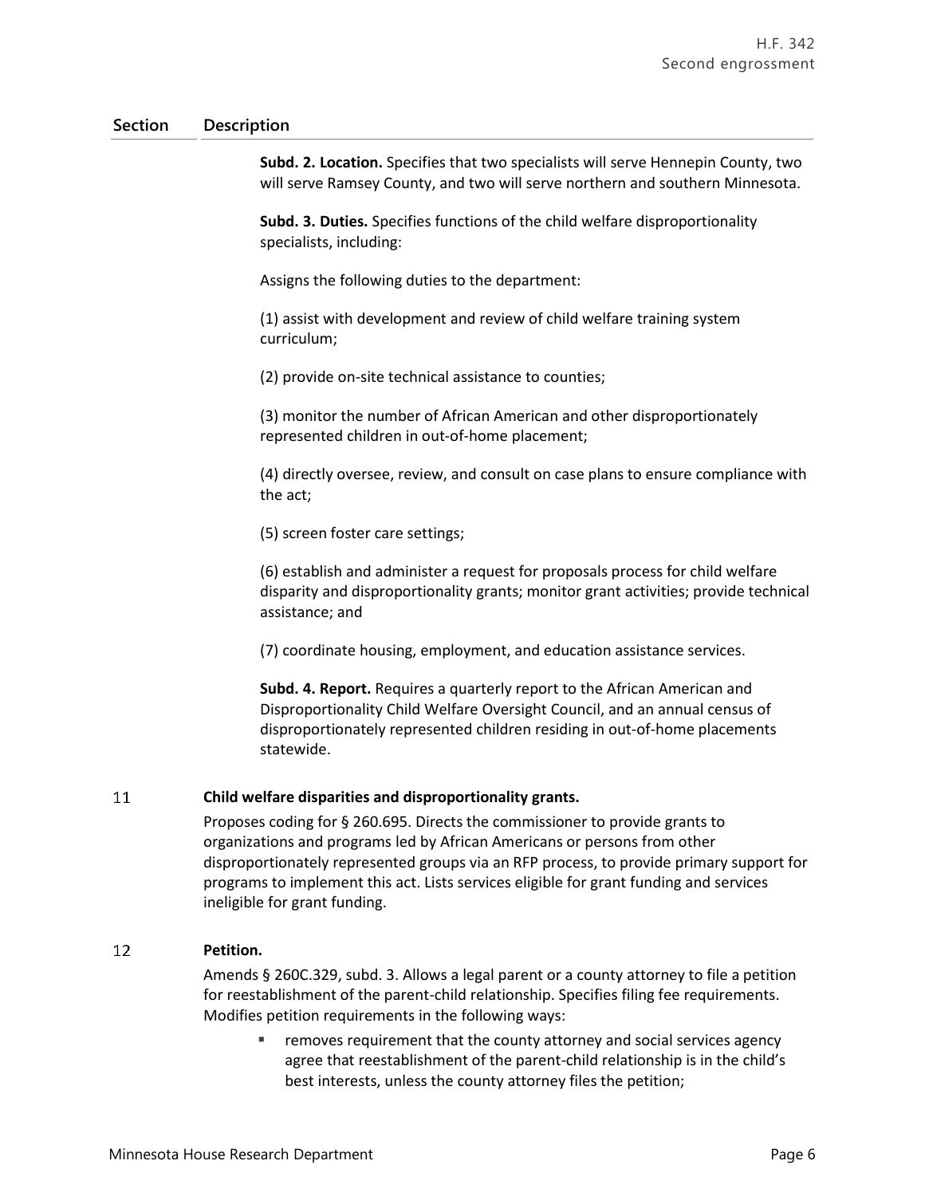| Section | Description |
|---|---|
| | **Subd. 2. Location.** Specifies that two specialists will serve Hennepin County, two will serve Ramsey County, and two will serve northern and southern Minnesota.<br><br>**Subd. 3. Duties.** Specifies functions of the child welfare disproportionality specialists, including:<br><br>Assigns the following duties to the department:<br><br>(1) assist with development and review of child welfare training system curriculum;<br><br>(2) provide on-site technical assistance to counties;<br><br>(3) monitor the number of African American and other disproportionately represented children in out-of-home placement;<br><br>(4) directly oversee, review, and consult on case plans to ensure compliance with the act;<br><br>(5) screen foster care settings;<br><br>(6) establish and administer a request for proposals process for child welfare disparity and disproportionality grants; monitor grant activities; provide technical assistance; and<br><br>(7) coordinate housing, employment, and education assistance services.<br><br>**Subd. 4. Report.** Requires a quarterly report to the African American and Disproportionality Child Welfare Oversight Council, and an annual census of disproportionately represented children residing in out-of-home placements statewide. |
| 11 | **Child welfare disparities and disproportionality grants.**<br><br>Proposes coding for § 260.695. Directs the commissioner to provide grants to organizations and programs led by African Americans or persons from other disproportionately represented groups via an RFP process, to provide primary support for programs to implement this act. Lists services eligible for grant funding and services ineligible for grant funding. |
| 12 | **Petition.**<br><br>Amends § 260C.329, subd. 3. Allows a legal parent or a county attorney to file a petition for reestablishment of the parent-child relationship. Specifies filing fee requirements. Modifies petition requirements in the following ways:<br><br>- removes requirement that the county attorney and social services agency agree that reestablishment of the parent-child relationship is in the child's best interests, unless the county attorney files the petition; |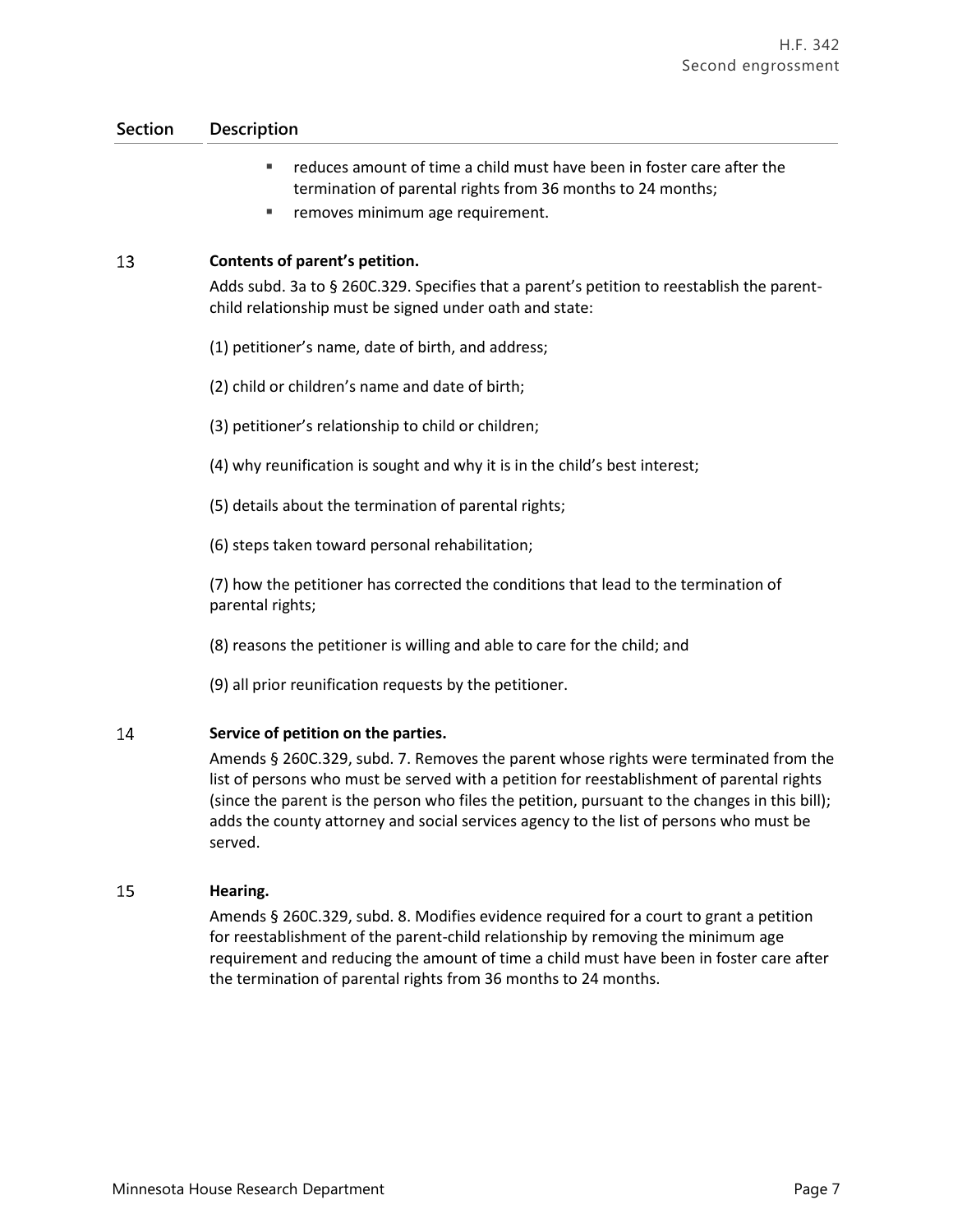| Section | Description |
|---|---|
| | ▪ reduces amount of time a child must have been in foster care after the termination of parental rights from 36 months to 24 months;<br>▪ removes minimum age requirement. |
| 13 | **Contents of parent's petition.**<br>Adds subd. 3a to § 260C.329. Specifies that a parent's petition to reestablish the parent-child relationship must be signed under oath and state:<br>(1) petitioner's name, date of birth, and address;<br>(2) child or children's name and date of birth;<br>(3) petitioner's relationship to child or children;<br>(4) why reunification is sought and why it is in the child's best interest;<br>(5) details about the termination of parental rights;<br>(6) steps taken toward personal rehabilitation;<br>(7) how the petitioner has corrected the conditions that lead to the termination of parental rights;<br>(8) reasons the petitioner is willing and able to care for the child; and<br>(9) all prior reunification requests by the petitioner. |
| 14 | **Service of petition on the parties.**<br>Amends § 260C.329, subd. 7. Removes the parent whose rights were terminated from the list of persons who must be served with a petition for reestablishment of parental rights (since the parent is the person who files the petition, pursuant to the changes in this bill); adds the county attorney and social services agency to the list of persons who must be served. |
| 15 | **Hearing.**<br>Amends § 260C.329, subd. 8. Modifies evidence required for a court to grant a petition for reestablishment of the parent-child relationship by removing the minimum age requirement and reducing the amount of time a child must have been in foster care after the termination of parental rights from 36 months to 24 months. |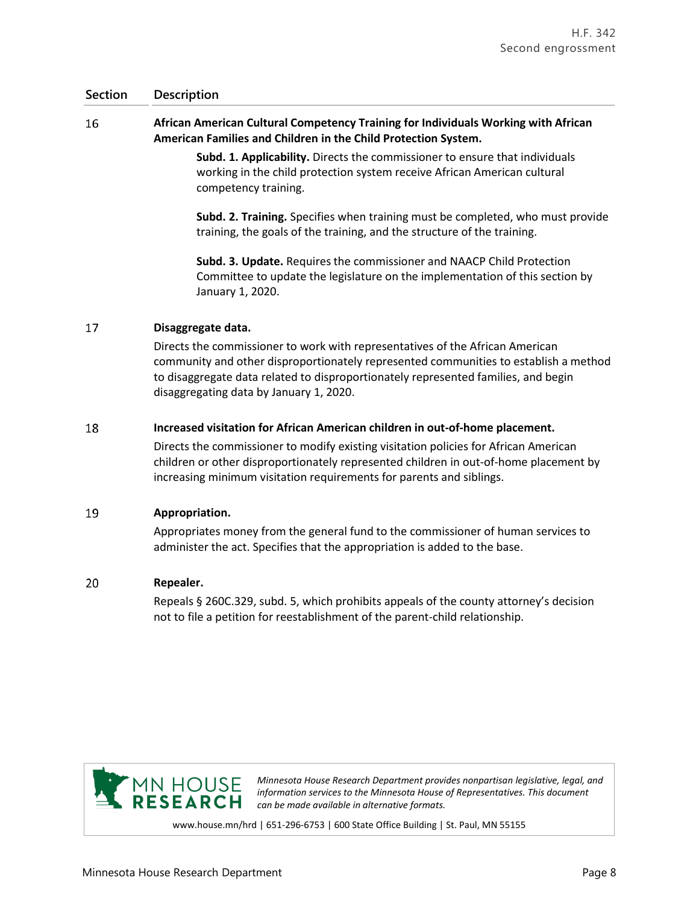| Section | Description |
|---|---|
| 16 | **African American Cultural Competency Training for Individuals Working with African American Families and Children in the Child Protection System.**<br><br>**Subd. 1. Applicability.** Directs the commissioner to ensure that individuals working in the child protection system receive African American cultural competency training.<br><br>**Subd. 2. Training.** Specifies when training must be completed, who must provide training, the goals of the training, and the structure of the training.<br><br>**Subd. 3. Update.** Requires the commissioner and NAACP Child Protection Committee to update the legislature on the implementation of this section by January 1, 2020. |
| 17 | **Disaggregate data.**<br><br>Directs the commissioner to work with representatives of the African American community and other disproportionately represented communities to establish a method to disaggregate data related to disproportionately represented families, and begin disaggregating data by January 1, 2020. |
| 18 | **Increased visitation for African American children in out-of-home placement.**<br><br>Directs the commissioner to modify existing visitation policies for African American children or other disproportionately represented children in out-of-home placement by increasing minimum visitation requirements for parents and siblings. |
| 19 | **Appropriation.**<br><br>Appropriates money from the general fund to the commissioner of human services to administer the act. Specifies that the appropriation is added to the base. |
| 20 | **Repealer.**<br><br>Repeals § 260C.329, subd. 5, which prohibits appeals of the county attorney's decision not to file a petition for reestablishment of the parent-child relationship. |

MN HOUSE RESEARCH

*Minnesota House Research Department provides nonpartisan legislative, legal, and information services to the Minnesota House of Representatives. This document can be made available in alternative formats.*

www.house.mn/hrd | 651-296-6753 | 600 State Office Building | St. Paul, MN 55155